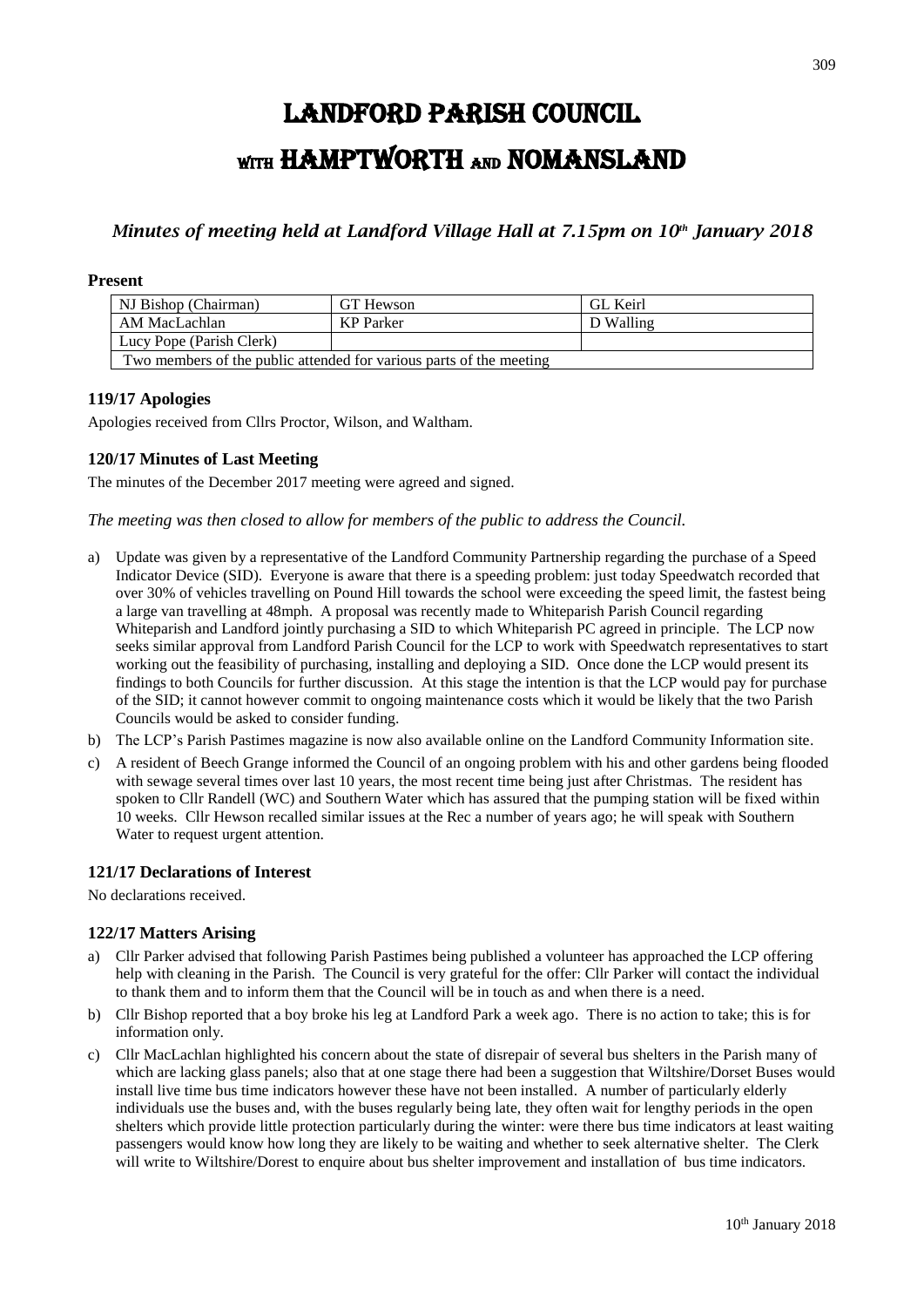# LANDFORD PARISH COUNCIL

# WITH HAMPTWORTH AND NOMANSLAND

## *Minutes of meeting held at Landford Village Hall at 7.15pm on 10th January 2018*

### Present

| NJ Bishop (Chairman) | GT Hewson | GL Keirl |
|---|---|---|
| AM MacLachlan | KP Parker | D Walling |
| Lucy Pope (Parish Clerk) | | |
| Two members of the public attended for various parts of the meeting | | |

### 119/17 Apologies

Apologies received from Cllrs Proctor, Wilson, and Waltham.

### 120/17 Minutes of Last Meeting

The minutes of the December 2017 meeting were agreed and signed.

*The meeting was then closed to allow for members of the public to address the Council.*

a) Update was given by a representative of the Landford Community Partnership regarding the purchase of a Speed Indicator Device (SID). Everyone is aware that there is a speeding problem: just today Speedwatch recorded that over 30% of vehicles travelling on Pound Hill towards the school were exceeding the speed limit, the fastest being a large van travelling at 48mph. A proposal was recently made to Whiteparish Parish Council regarding Whiteparish and Landford jointly purchasing a SID to which Whiteparish PC agreed in principle. The LCP now seeks similar approval from Landford Parish Council for the LCP to work with Speedwatch representatives to start working out the feasibility of purchasing, installing and deploying a SID. Once done the LCP would present its findings to both Councils for further discussion. At this stage the intention is that the LCP would pay for purchase of the SID; it cannot however commit to ongoing maintenance costs which it would be likely that the two Parish Councils would be asked to consider funding.

b) The LCP's Parish Pastimes magazine is now also available online on the Landford Community Information site.

c) A resident of Beech Grange informed the Council of an ongoing problem with his and other gardens being flooded with sewage several times over last 10 years, the most recent time being just after Christmas. The resident has spoken to Cllr Randell (WC) and Southern Water which has assured that the pumping station will be fixed within 10 weeks. Cllr Hewson recalled similar issues at the Rec a number of years ago; he will speak with Southern Water to request urgent attention.

### 121/17 Declarations of Interest

No declarations received.

### 122/17 Matters Arising

a) Cllr Parker advised that following Parish Pastimes being published a volunteer has approached the LCP offering help with cleaning in the Parish. The Council is very grateful for the offer: Cllr Parker will contact the individual to thank them and to inform them that the Council will be in touch as and when there is a need.

b) Cllr Bishop reported that a boy broke his leg at Landford Park a week ago. There is no action to take; this is for information only.

c) Cllr MacLachlan highlighted his concern about the state of disrepair of several bus shelters in the Parish many of which are lacking glass panels; also that at one stage there had been a suggestion that Wiltshire/Dorset Buses would install live time bus time indicators however these have not been installed. A number of particularly elderly individuals use the buses and, with the buses regularly being late, they often wait for lengthy periods in the open shelters which provide little protection particularly during the winter: were there bus time indicators at least waiting passengers would know how long they are likely to be waiting and whether to seek alternative shelter. The Clerk will write to Wiltshire/Dorest to enquire about bus shelter improvement and installation of bus time indicators.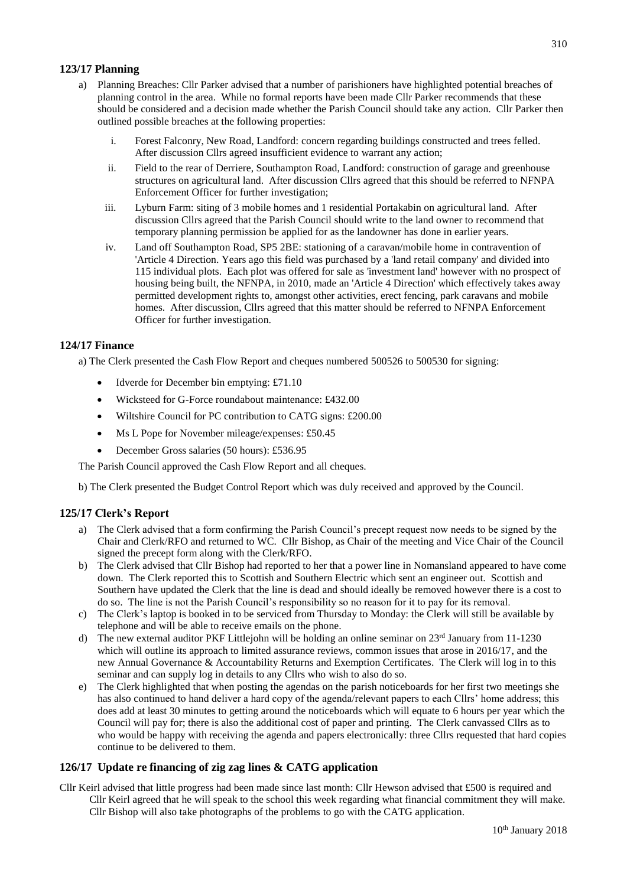## 123/17 Planning

a) Planning Breaches: Cllr Parker advised that a number of parishioners have highlighted potential breaches of planning control in the area. While no formal reports have been made Cllr Parker recommends that these should be considered and a decision made whether the Parish Council should take any action. Cllr Parker then outlined possible breaches at the following properties:

   i. Forest Falconry, New Road, Landford: concern regarding buildings constructed and trees felled. After discussion Cllrs agreed insufficient evidence to warrant any action;

   ii. Field to the rear of Derriere, Southampton Road, Landford: construction of garage and greenhouse structures on agricultural land. After discussion Cllrs agreed that this should be referred to NFNPA Enforcement Officer for further investigation;

   iii. Lyburn Farm: siting of 3 mobile homes and 1 residential Portakabin on agricultural land. After discussion Cllrs agreed that the Parish Council should write to the land owner to recommend that temporary planning permission be applied for as the landowner has done in earlier years.

   iv. Land off Southampton Road, SP5 2BE: stationing of a caravan/mobile home in contravention of 'Article 4 Direction. Years ago this field was purchased by a 'land retail company' and divided into 115 individual plots. Each plot was offered for sale as 'investment land' however with no prospect of housing being built, the NFNPA, in 2010, made an 'Article 4 Direction' which effectively takes away permitted development rights to, amongst other activities, erect fencing, park caravans and mobile homes. After discussion, Cllrs agreed that this matter should be referred to NFNPA Enforcement Officer for further investigation.

## 124/17 Finance

a) The Clerk presented the Cash Flow Report and cheques numbered 500526 to 500530 for signing:

- Idverde for December bin emptying: £71.10
- Wicksteed for G-Force roundabout maintenance: £432.00
- Wiltshire Council for PC contribution to CATG signs: £200.00
- Ms L Pope for November mileage/expenses: £50.45
- December Gross salaries (50 hours): £536.95

The Parish Council approved the Cash Flow Report and all cheques.

b) The Clerk presented the Budget Control Report which was duly received and approved by the Council.

## 125/17 Clerk's Report

a) The Clerk advised that a form confirming the Parish Council's precept request now needs to be signed by the Chair and Clerk/RFO and returned to WC. Cllr Bishop, as Chair of the meeting and Vice Chair of the Council signed the precept form along with the Clerk/RFO.

b) The Clerk advised that Cllr Bishop had reported to her that a power line in Nomansland appeared to have come down. The Clerk reported this to Scottish and Southern Electric which sent an engineer out. Scottish and Southern have updated the Clerk that the line is dead and should ideally be removed however there is a cost to do so. The line is not the Parish Council's responsibility so no reason for it to pay for its removal.

c) The Clerk's laptop is booked in to be serviced from Thursday to Monday: the Clerk will still be available by telephone and will be able to receive emails on the phone.

d) The new external auditor PKF Littlejohn will be holding an online seminar on 23rd January from 11-1230 which will outline its approach to limited assurance reviews, common issues that arose in 2016/17, and the new Annual Governance & Accountability Returns and Exemption Certificates. The Clerk will log in to this seminar and can supply log in details to any Cllrs who wish to also do so.

e) The Clerk highlighted that when posting the agendas on the parish noticeboards for her first two meetings she has also continued to hand deliver a hard copy of the agenda/relevant papers to each Cllrs' home address; this does add at least 30 minutes to getting around the noticeboards which will equate to 6 hours per year which the Council will pay for; there is also the additional cost of paper and printing. The Clerk canvassed Cllrs as to who would be happy with receiving the agenda and papers electronically: three Cllrs requested that hard copies continue to be delivered to them.

## 126/17 Update re financing of zig zag lines & CATG application

Cllr Keirl advised that little progress had been made since last month: Cllr Hewson advised that £500 is required and Cllr Keirl agreed that he will speak to the school this week regarding what financial commitment they will make. Cllr Bishop will also take photographs of the problems to go with the CATG application.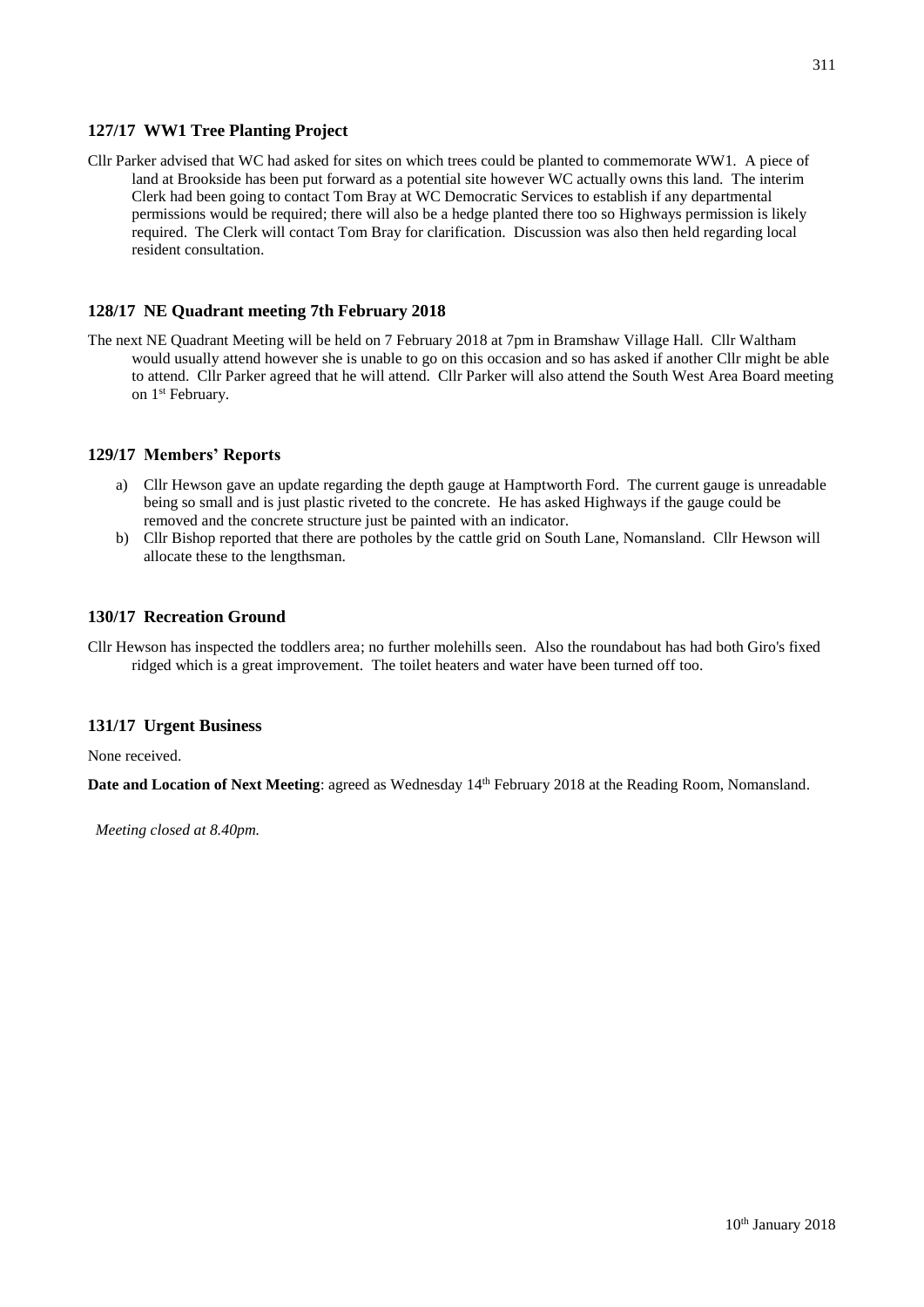### 127/17 WW1 Tree Planting Project

Cllr Parker advised that WC had asked for sites on which trees could be planted to commemorate WW1. A piece of land at Brookside has been put forward as a potential site however WC actually owns this land. The interim Clerk had been going to contact Tom Bray at WC Democratic Services to establish if any departmental permissions would be required; there will also be a hedge planted there too so Highways permission is likely required. The Clerk will contact Tom Bray for clarification. Discussion was also then held regarding local resident consultation.

### 128/17 NE Quadrant meeting 7th February 2018

The next NE Quadrant Meeting will be held on 7 February 2018 at 7pm in Bramshaw Village Hall. Cllr Waltham would usually attend however she is unable to go on this occasion and so has asked if another Cllr might be able to attend. Cllr Parker agreed that he will attend. Cllr Parker will also attend the South West Area Board meeting on 1st February.

### 129/17 Members' Reports

a) Cllr Hewson gave an update regarding the depth gauge at Hamptworth Ford. The current gauge is unreadable being so small and is just plastic riveted to the concrete. He has asked Highways if the gauge could be removed and the concrete structure just be painted with an indicator.
b) Cllr Bishop reported that there are potholes by the cattle grid on South Lane, Nomansland. Cllr Hewson will allocate these to the lengthsman.

### 130/17 Recreation Ground

Cllr Hewson has inspected the toddlers area; no further molehills seen. Also the roundabout has had both Giro's fixed ridged which is a great improvement. The toilet heaters and water have been turned off too.

### 131/17 Urgent Business

None received.

**Date and Location of Next Meeting**: agreed as Wednesday 14th February 2018 at the Reading Room, Nomansland.

*Meeting closed at 8.40pm.*

10th January 2018